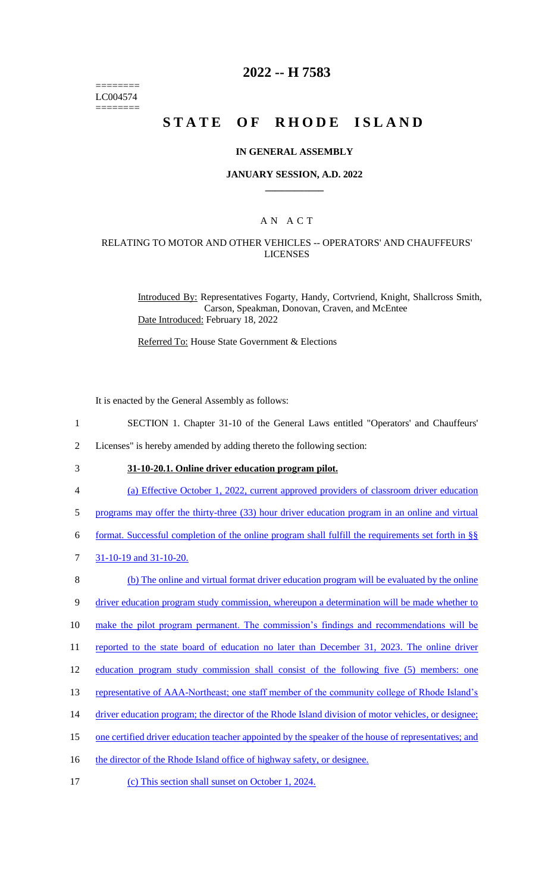========
LC004574
========

# 2022 -- H 7583

# STATE OF RHODE ISLAND

### IN GENERAL ASSEMBLY

### JANUARY SESSION, A.D. 2022

## A N A C T

### RELATING TO MOTOR AND OTHER VEHICLES -- OPERATORS' AND CHAUFFEURS' LICENSES

Introduced By: Representatives Fogarty, Handy, Cortvriend, Knight, Shallcross Smith, Carson, Speakman, Donovan, Craven, and McEntee

Date Introduced: February 18, 2022

Referred To: House State Government & Elections

It is enacted by the General Assembly as follows:

1 SECTION 1. Chapter 31-10 of the General Laws entitled "Operators' and Chauffeurs'
2 Licenses" is hereby amended by adding thereto the following section:

3 **31-10-20.1. Online driver education program pilot.**

4 (a) Effective October 1, 2022, current approved providers of classroom driver education
5 programs may offer the thirty-three (33) hour driver education program in an online and virtual
6 format. Successful completion of the online program shall fulfill the requirements set forth in §§
7 31-10-19 and 31-10-20.

8 (b) The online and virtual format driver education program will be evaluated by the online
9 driver education program study commission, whereupon a determination will be made whether to
10 make the pilot program permanent. The commission's findings and recommendations will be
11 reported to the state board of education no later than December 31, 2023. The online driver
12 education program study commission shall consist of the following five (5) members: one
13 representative of AAA-Northeast; one staff member of the community college of Rhode Island's
14 driver education program; the director of the Rhode Island division of motor vehicles, or designee;
15 one certified driver education teacher appointed by the speaker of the house of representatives; and
16 the director of the Rhode Island office of highway safety, or designee.

17 (c) This section shall sunset on October 1, 2024.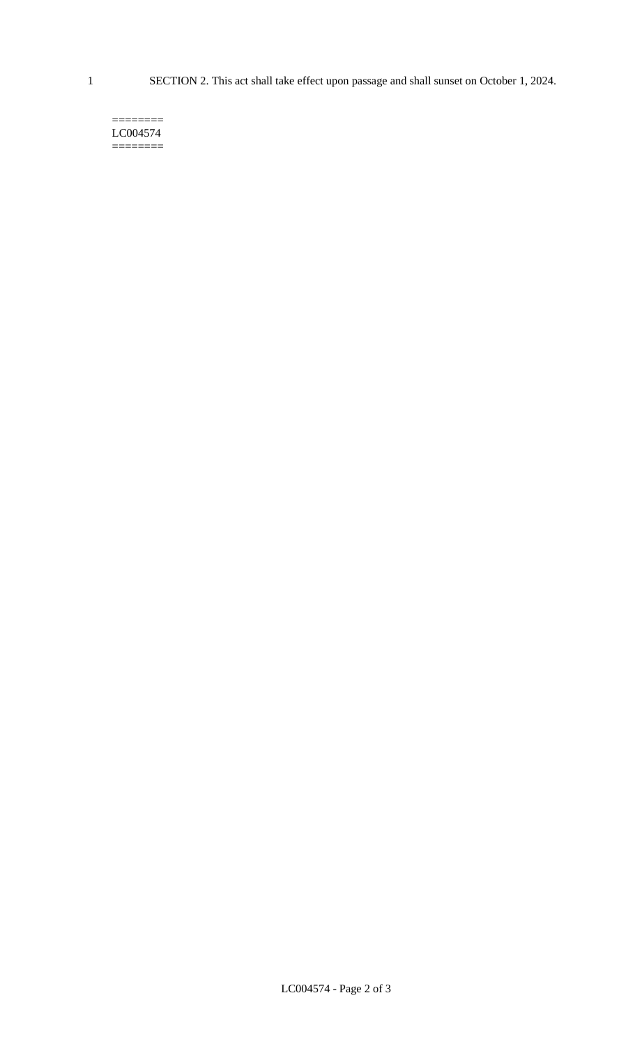SECTION 2. This act shall take effect upon passage and shall sunset on October 1, 2024.

========
LC004574
========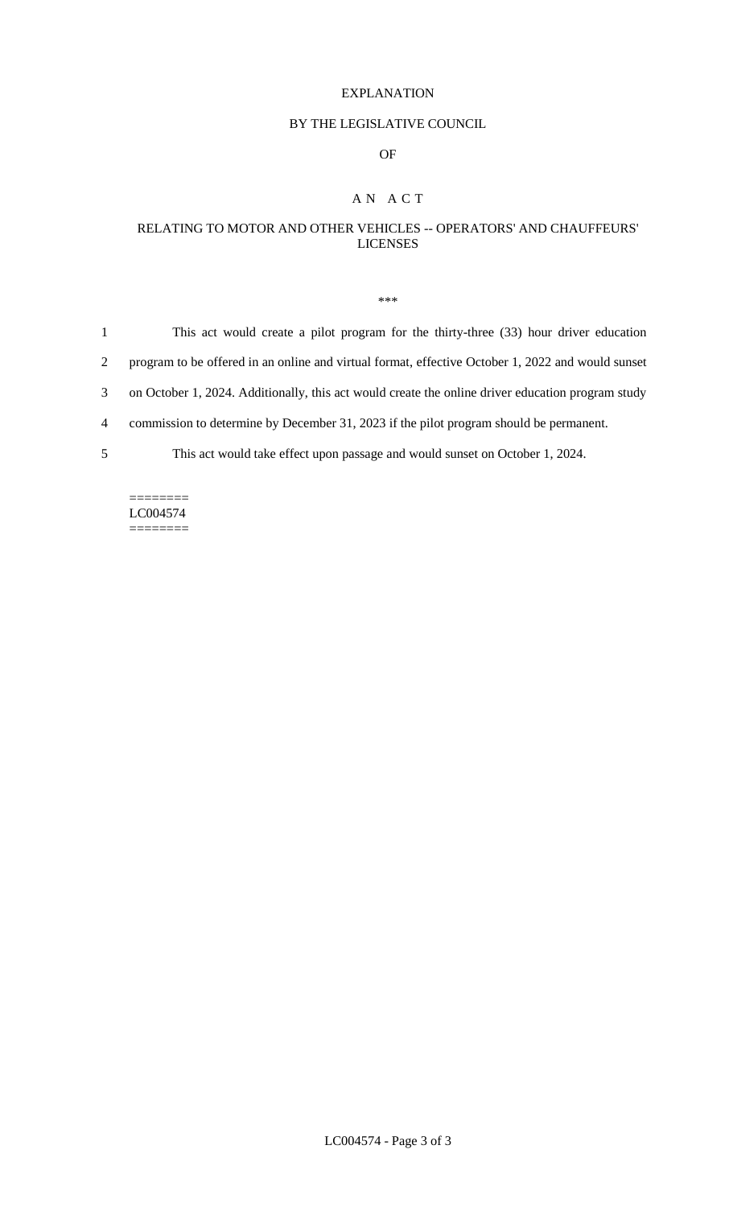EXPLANATION

BY THE LEGISLATIVE COUNCIL

OF

A N A C T

RELATING TO MOTOR AND OTHER VEHICLES -- OPERATORS' AND CHAUFFEURS' LICENSES

\*\*\*

This act would create a pilot program for the thirty-three (33) hour driver education program to be offered in an online and virtual format, effective October 1, 2022 and would sunset on October 1, 2024. Additionally, this act would create the online driver education program study commission to determine by December 31, 2023 if the pilot program should be permanent.

This act would take effect upon passage and would sunset on October 1, 2024.

========
LC004574
========